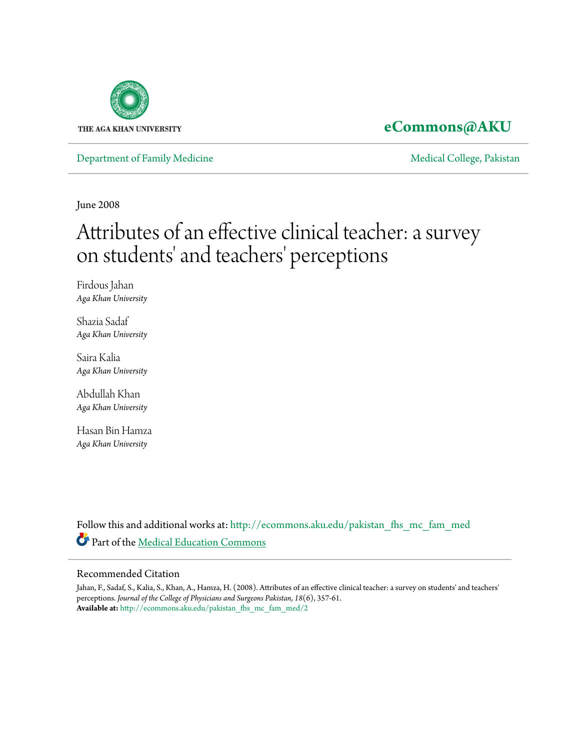THE AGA KHAN UNIVERSITY

**eCommons@AKU**

Department of Family Medicine | Medical College, Pakistan

June 2008

# Attributes of an effective clinical teacher: a survey on students' and teachers' perceptions

Firdous Jahan
*Aga Khan University*

Shazia Sadaf
*Aga Khan University*

Saira Kalia
*Aga Khan University*

Abdullah Khan
*Aga Khan University*

Hasan Bin Hamza
*Aga Khan University*

Follow this and additional works at: http://ecommons.aku.edu/pakistan_fhs_mc_fam_med

Part of the Medical Education Commons

## Recommended Citation

Jahan, F., Sadaf, S., Kalia, S., Khan, A., Hamza, H. (2008). Attributes of an effective clinical teacher: a survey on students' and teachers' perceptions. *Journal of the College of Physicians and Surgeons Pakistan, 18*(6), 357-61.
**Available at:** http://ecommons.aku.edu/pakistan_fhs_mc_fam_med/2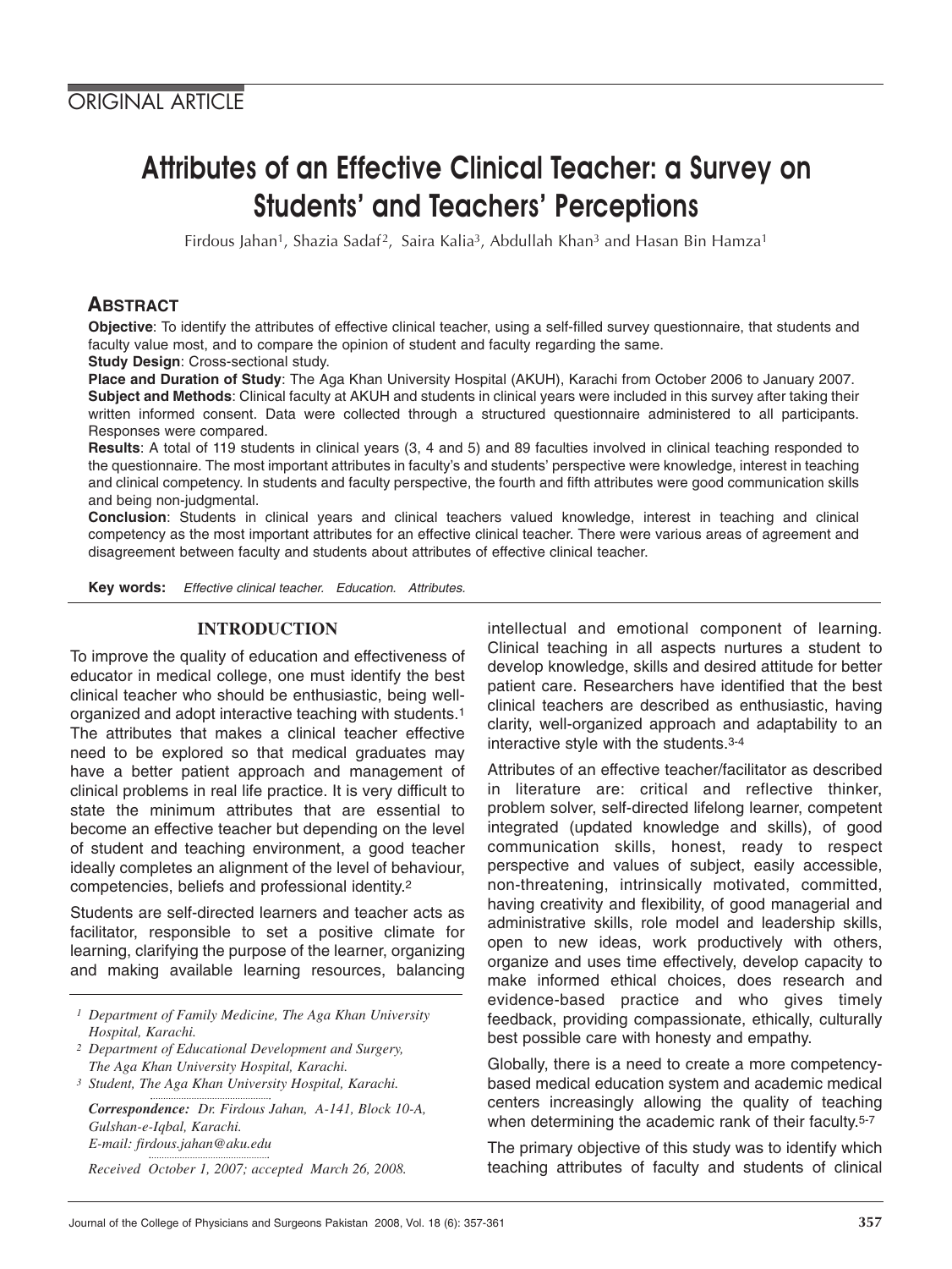ORIGINAL ARTICLE

# Attributes of an Effective Clinical Teacher: a Survey on Students' and Teachers' Perceptions

Firdous Jahan[1], Shazia Sadaf[2], Saira Kalia[3], Abdullah Khan[3] and Hasan Bin Hamza[1]

## ABSTRACT

**Objective**: To identify the attributes of effective clinical teacher, using a self-filled survey questionnaire, that students and faculty value most, and to compare the opinion of student and faculty regarding the same.

**Study Design**: Cross-sectional study.

**Place and Duration of Study**: The Aga Khan University Hospital (AKUH), Karachi from October 2006 to January 2007.

**Subject and Methods**: Clinical faculty at AKUH and students in clinical years were included in this survey after taking their written informed consent. Data were collected through a structured questionnaire administered to all participants. Responses were compared.

**Results**: A total of 119 students in clinical years (3, 4 and 5) and 89 faculties involved in clinical teaching responded to the questionnaire. The most important attributes in faculty's and students' perspective were knowledge, interest in teaching and clinical competency. In students and faculty perspective, the fourth and fifth attributes were good communication skills and being non-judgmental.

**Conclusion**: Students in clinical years and clinical teachers valued knowledge, interest in teaching and clinical competency as the most important attributes for an effective clinical teacher. There were various areas of agreement and disagreement between faculty and students about attributes of effective clinical teacher.

**Key words:** *Effective clinical teacher. Education. Attributes.*

## INTRODUCTION

To improve the quality of education and effectiveness of educator in medical college, one must identify the best clinical teacher who should be enthusiastic, being well-organized and adopt interactive teaching with students.[1] The attributes that makes a clinical teacher effective need to be explored so that medical graduates may have a better patient approach and management of clinical problems in real life practice. It is very difficult to state the minimum attributes that are essential to become an effective teacher but depending on the level of student and teaching environment, a good teacher ideally completes an alignment of the level of behaviour, competencies, beliefs and professional identity.[2]

Students are self-directed learners and teacher acts as facilitator, responsible to set a positive climate for learning, clarifying the purpose of the learner, organizing and making available learning resources, balancing intellectual and emotional component of learning. Clinical teaching in all aspects nurtures a student to develop knowledge, skills and desired attitude for better patient care. Researchers have identified that the best clinical teachers are described as enthusiastic, having clarity, well-organized approach and adaptability to an interactive style with the students.[3-4]

Attributes of an effective teacher/facilitator as described in literature are: critical and reflective thinker, problem solver, self-directed lifelong learner, competent integrated (updated knowledge and skills), of good communication skills, honest, ready to respect perspective and values of subject, easily accessible, non-threatening, intrinsically motivated, committed, having creativity and flexibility, of good managerial and administrative skills, role model and leadership skills, open to new ideas, work productively with others, organize and uses time effectively, develop capacity to make informed ethical choices, does research and evidence-based practice and who gives timely feedback, providing compassionate, ethically, culturally best possible care with honesty and empathy.

Globally, there is a need to create a more competency-based medical education system and academic medical centers increasingly allowing the quality of teaching when determining the academic rank of their faculty.[5-7]

The primary objective of this study was to identify which teaching attributes of faculty and students of clinical

---

[1] *Department of Family Medicine, The Aga Khan University Hospital, Karachi.*
[2] *Department of Educational Development and Surgery, The Aga Khan University Hospital, Karachi.*
[3] *Student, The Aga Khan University Hospital, Karachi.*

***Correspondence:*** *Dr. Firdous Jahan, A-141, Block 10-A, Gulshan-e-Iqbal, Karachi.*
*E-mail: firdous.jahan@aku.edu*

*Received October 1, 2007; accepted March 26, 2008.*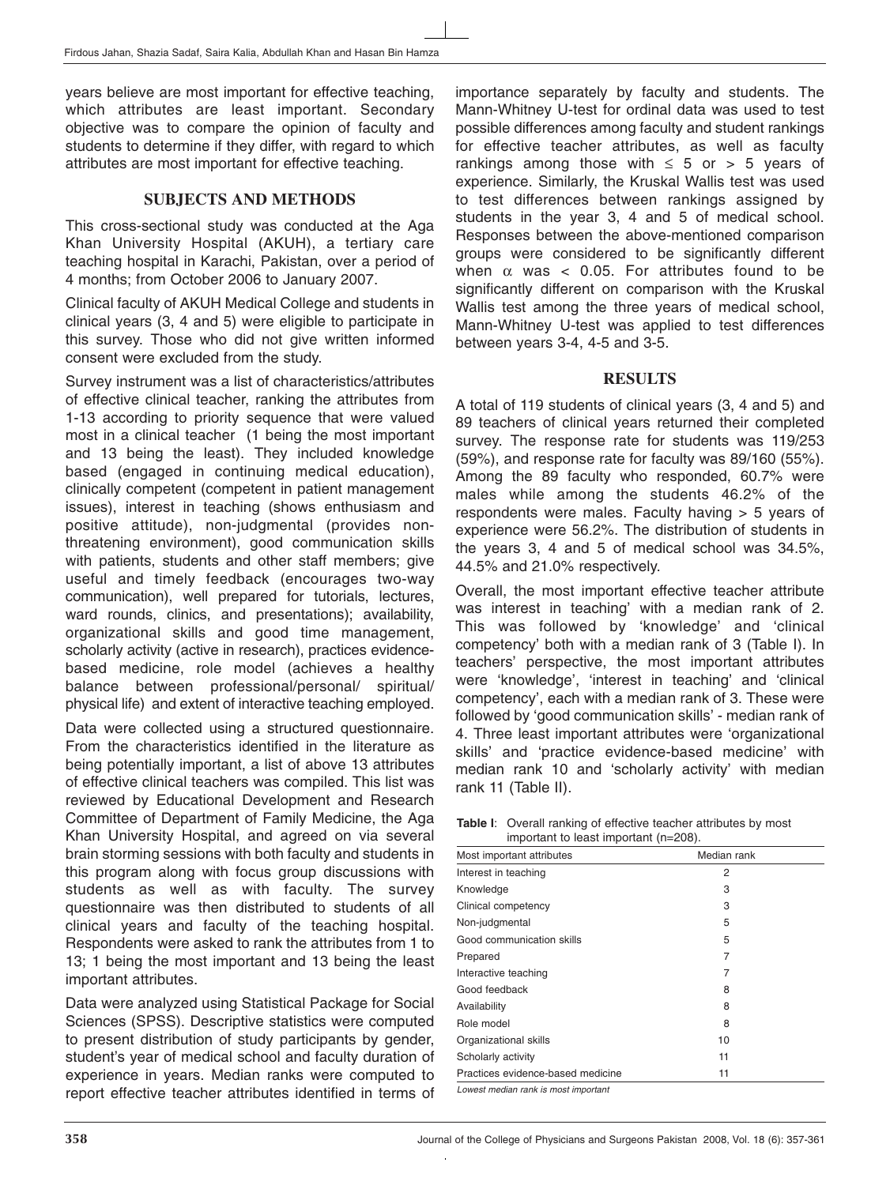years believe are most important for effective teaching, which attributes are least important. Secondary objective was to compare the opinion of faculty and students to determine if they differ, with regard to which attributes are most important for effective teaching.

## SUBJECTS AND METHODS

This cross-sectional study was conducted at the Aga Khan University Hospital (AKUH), a tertiary care teaching hospital in Karachi, Pakistan, over a period of 4 months; from October 2006 to January 2007.

Clinical faculty of AKUH Medical College and students in clinical years (3, 4 and 5) were eligible to participate in this survey. Those who did not give written informed consent were excluded from the study.

Survey instrument was a list of characteristics/attributes of effective clinical teacher, ranking the attributes from 1-13 according to priority sequence that were valued most in a clinical teacher (1 being the most important and 13 being the least). They included knowledge based (engaged in continuing medical education), clinically competent (competent in patient management issues), interest in teaching (shows enthusiasm and positive attitude), non-judgmental (provides non-threatening environment), good communication skills with patients, students and other staff members; give useful and timely feedback (encourages two-way communication), well prepared for tutorials, lectures, ward rounds, clinics, and presentations); availability, organizational skills and good time management, scholarly activity (active in research), practices evidence-based medicine, role model (achieves a healthy balance between professional/personal/ spiritual/ physical life) and extent of interactive teaching employed.

Data were collected using a structured questionnaire. From the characteristics identified in the literature as being potentially important, a list of above 13 attributes of effective clinical teachers was compiled. This list was reviewed by Educational Development and Research Committee of Department of Family Medicine, the Aga Khan University Hospital, and agreed on via several brain storming sessions with both faculty and students in this program along with focus group discussions with students as well as with faculty. The survey questionnaire was then distributed to students of all clinical years and faculty of the teaching hospital. Respondents were asked to rank the attributes from 1 to 13; 1 being the most important and 13 being the least important attributes.

Data were analyzed using Statistical Package for Social Sciences (SPSS). Descriptive statistics were computed to present distribution of study participants by gender, student's year of medical school and faculty duration of experience in years. Median ranks were computed to report effective teacher attributes identified in terms of importance separately by faculty and students. The Mann-Whitney U-test for ordinal data was used to test possible differences among faculty and student rankings for effective teacher attributes, as well as faculty rankings among those with $\leq$ 5 or > 5 years of experience. Similarly, the Kruskal Wallis test was used to test differences between rankings assigned by students in the year 3, 4 and 5 of medical school. Responses between the above-mentioned comparison groups were considered to be significantly different when $\alpha$ was < 0.05. For attributes found to be significantly different on comparison with the Kruskal Wallis test among the three years of medical school, Mann-Whitney U-test was applied to test differences between years 3-4, 4-5 and 3-5.

## RESULTS

A total of 119 students of clinical years (3, 4 and 5) and 89 teachers of clinical years returned their completed survey. The response rate for students was 119/253 (59%), and response rate for faculty was 89/160 (55%). Among the 89 faculty who responded, 60.7% were males while among the students 46.2% of the respondents were males. Faculty having > 5 years of experience were 56.2%. The distribution of students in the years 3, 4 and 5 of medical school was 34.5%, 44.5% and 21.0% respectively.

Overall, the most important effective teacher attribute was interest in teaching' with a median rank of 2. This was followed by 'knowledge' and 'clinical competency' both with a median rank of 3 (Table I). In teachers' perspective, the most important attributes were 'knowledge', 'interest in teaching' and 'clinical competency', each with a median rank of 3. These were followed by 'good communication skills' - median rank of 4. Three least important attributes were 'organizational skills' and 'practice evidence-based medicine' with median rank 10 and 'scholarly activity' with median rank 11 (Table II).

**Table I**: Overall ranking of effective teacher attributes by most important to least important (n=208).

| Most important attributes | Median rank |
|---|---|
| Interest in teaching | 2 |
| Knowledge | 3 |
| Clinical competency | 3 |
| Non-judgmental | 5 |
| Good communication skills | 5 |
| Prepared | 7 |
| Interactive teaching | 7 |
| Good feedback | 8 |
| Availability | 8 |
| Role model | 8 |
| Organizational skills | 10 |
| Scholarly activity | 11 |
| Practices evidence-based medicine | 11 |

*Lowest median rank is most important*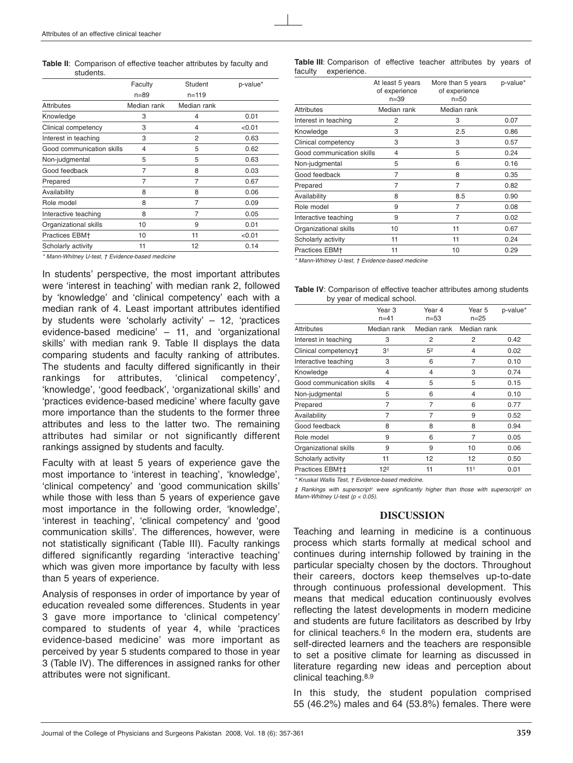**Table II**: Comparison of effective teacher attributes by faculty and students.

| | Faculty n=89 | Student n=119 | p-value* |
|---|---|---|---|
| Attributes | Median rank | Median rank | |
| Knowledge | 3 | 4 | 0.01 |
| Clinical competency | 3 | 4 | <0.01 |
| Interest in teaching | 3 | 2 | 0.63 |
| Good communication skills | 4 | 5 | 0.62 |
| Non-judgmental | 5 | 5 | 0.63 |
| Good feedback | 7 | 8 | 0.03 |
| Prepared | 7 | 7 | 0.67 |
| Availability | 8 | 8 | 0.06 |
| Role model | 8 | 7 | 0.09 |
| Interactive teaching | 8 | 7 | 0.05 |
| Organizational skills | 10 | 9 | 0.01 |
| Practices EBM† | 10 | 11 | <0.01 |
| Scholarly activity | 11 | 12 | 0.14 |

*\* Mann-Whitney U-test, † Evidence-based medicine*

In students' perspective, the most important attributes were 'interest in teaching' with median rank 2, followed by 'knowledge' and 'clinical competency' each with a median rank of 4. Least important attributes identified by students were 'scholarly activity' – 12, 'practices evidence-based medicine' – 11, and 'organizational skills' with median rank 9. Table II displays the data comparing students and faculty ranking of attributes. The students and faculty differed significantly in their rankings for attributes, 'clinical competency', 'knowledge', 'good feedback', 'organizational skills' and 'practices evidence-based medicine' where faculty gave more importance than the students to the former three attributes and less to the latter two. The remaining attributes had similar or not significantly different rankings assigned by students and faculty.

Faculty with at least 5 years of experience gave the most importance to 'interest in teaching', 'knowledge', 'clinical competency' and 'good communication skills' while those with less than 5 years of experience gave most importance in the following order, 'knowledge', 'interest in teaching', 'clinical competency' and 'good communication skills'. The differences, however, were not statistically significant (Table III). Faculty rankings differed significantly regarding 'interactive teaching' which was given more importance by faculty with less than 5 years of experience.

Analysis of responses in order of importance by year of education revealed some differences. Students in year 3 gave more importance to 'clinical competency' compared to students of year 4, while 'practices evidence-based medicine' was more important as perceived by year 5 students compared to those in year 3 (Table IV). The differences in assigned ranks for other attributes were not significant.

**Table III**: Comparison of effective teacher attributes by years of faculty experience.

| | At least 5 years of experience n=39 | More than 5 years of experience n=50 | p-value* |
|---|---|---|---|
| Attributes | Median rank | Median rank | |
| Interest in teaching | 2 | 3 | 0.07 |
| Knowledge | 3 | 2.5 | 0.86 |
| Clinical competency | 3 | 3 | 0.57 |
| Good communication skills | 4 | 5 | 0.24 |
| Non-judgmental | 5 | 6 | 0.16 |
| Good feedback | 7 | 8 | 0.35 |
| Prepared | 7 | 7 | 0.82 |
| Availability | 8 | 8.5 | 0.90 |
| Role model | 9 | 7 | 0.08 |
| Interactive teaching | 9 | 7 | 0.02 |
| Organizational skills | 10 | 11 | 0.67 |
| Scholarly activity | 11 | 11 | 0.24 |
| Practices EBM† | 11 | 10 | 0.29 |

*\* Mann-Whitney U-test, † Evidence-based medicine*

**Table IV**: Comparison of effective teacher attributes among students by year of medical school.

| | Year 3 n=41 | Year 4 n=53 | Year 5 n=25 | p-value* |
|---|---|---|---|---|
| Attributes | Median rank | Median rank | Median rank | |
| Interest in teaching | 3 | 2 | 2 | 0.42 |
| Clinical competency‡ | 3[1] | 5[2] | 4 | 0.02 |
| Interactive teaching | 3 | 6 | 7 | 0.10 |
| Knowledge | 4 | 4 | 3 | 0.74 |
| Good communication skills | 4 | 5 | 5 | 0.15 |
| Non-judgmental | 5 | 6 | 4 | 0.10 |
| Prepared | 7 | 7 | 6 | 0.77 |
| Availability | 7 | 7 | 9 | 0.52 |
| Good feedback | 8 | 8 | 8 | 0.94 |
| Role model | 9 | 6 | 7 | 0.05 |
| Organizational skills | 9 | 9 | 10 | 0.06 |
| Scholarly activity | 11 | 12 | 12 | 0.50 |
| Practices EBM†‡ | 12[2] | 11 | 11[1] | 0.01 |

*\* Kruskal Wallis Test, † Evidence-based medicine.*

*‡ Rankings with superscript[1] were significantly higher than those with superscript[2] on Mann-Whitney U-test ($p < 0.05$).*

## DISCUSSION

Teaching and learning in medicine is a continuous process which starts formally at medical school and continues during internship followed by training in the particular specialty chosen by the doctors. Throughout their careers, doctors keep themselves up-to-date through continuous professional development. This means that medical education continuously evolves reflecting the latest developments in modern medicine and students are future facilitators as described by Irby for clinical teachers.[6] In the modern era, students are self-directed learners and the teachers are responsible to set a positive climate for learning as discussed in literature regarding new ideas and perception about clinical teaching.[8,9]

In this study, the student population comprised 55 (46.2%) males and 64 (53.8%) females. There were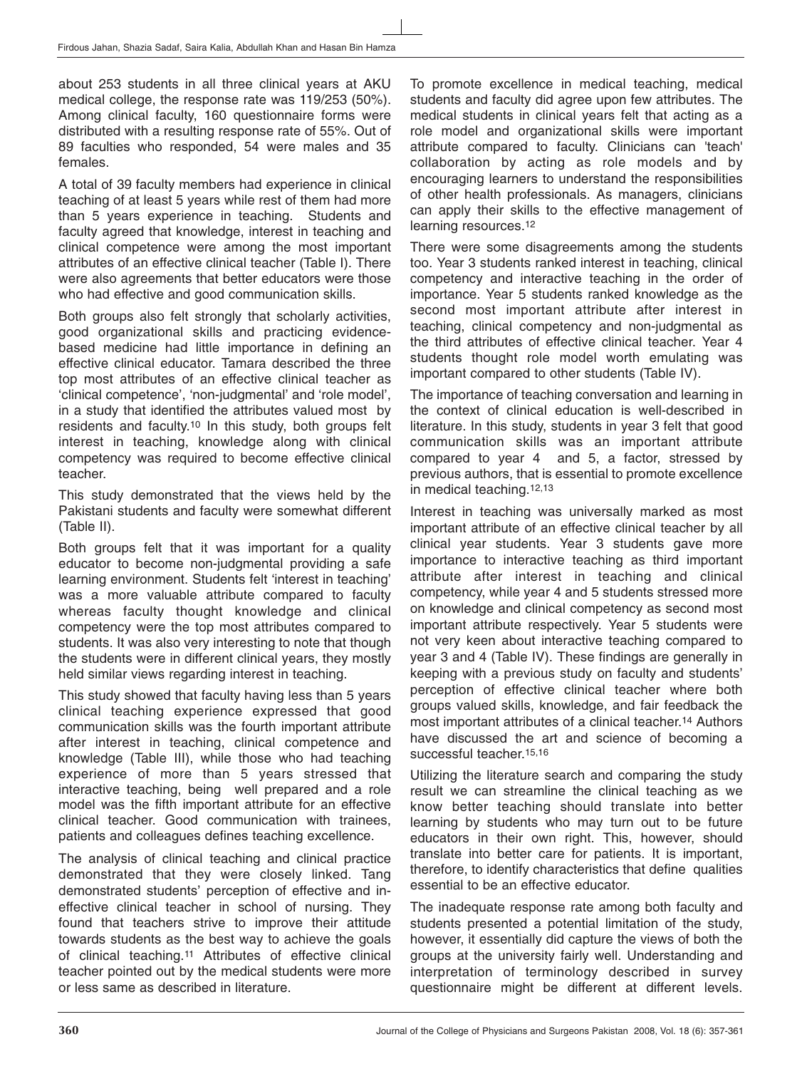about 253 students in all three clinical years at AKU medical college, the response rate was 119/253 (50%). Among clinical faculty, 160 questionnaire forms were distributed with a resulting response rate of 55%. Out of 89 faculties who responded, 54 were males and 35 females.

A total of 39 faculty members had experience in clinical teaching of at least 5 years while rest of them had more than 5 years experience in teaching. Students and faculty agreed that knowledge, interest in teaching and clinical competence were among the most important attributes of an effective clinical teacher (Table I). There were also agreements that better educators were those who had effective and good communication skills.

Both groups also felt strongly that scholarly activities, good organizational skills and practicing evidence-based medicine had little importance in defining an effective clinical educator. Tamara described the three top most attributes of an effective clinical teacher as 'clinical competence', 'non-judgmental' and 'role model', in a study that identified the attributes valued most by residents and faculty.[10] In this study, both groups felt interest in teaching, knowledge along with clinical competency was required to become effective clinical teacher.

This study demonstrated that the views held by the Pakistani students and faculty were somewhat different (Table II).

Both groups felt that it was important for a quality educator to become non-judgmental providing a safe learning environment. Students felt 'interest in teaching' was a more valuable attribute compared to faculty whereas faculty thought knowledge and clinical competency were the top most attributes compared to students. It was also very interesting to note that though the students were in different clinical years, they mostly held similar views regarding interest in teaching.

This study showed that faculty having less than 5 years clinical teaching experience expressed that good communication skills was the fourth important attribute after interest in teaching, clinical competence and knowledge (Table III), while those who had teaching experience of more than 5 years stressed that interactive teaching, being well prepared and a role model was the fifth important attribute for an effective clinical teacher. Good communication with trainees, patients and colleagues defines teaching excellence.

The analysis of clinical teaching and clinical practice demonstrated that they were closely linked. Tang demonstrated students' perception of effective and in-effective clinical teacher in school of nursing. They found that teachers strive to improve their attitude towards students as the best way to achieve the goals of clinical teaching.[11] Attributes of effective clinical teacher pointed out by the medical students were more or less same as described in literature.

To promote excellence in medical teaching, medical students and faculty did agree upon few attributes. The medical students in clinical years felt that acting as a role model and organizational skills were important attribute compared to faculty. Clinicians can 'teach' collaboration by acting as role models and by encouraging learners to understand the responsibilities of other health professionals. As managers, clinicians can apply their skills to the effective management of learning resources.[12]

There were some disagreements among the students too. Year 3 students ranked interest in teaching, clinical competency and interactive teaching in the order of importance. Year 5 students ranked knowledge as the second most important attribute after interest in teaching, clinical competency and non-judgmental as the third attributes of effective clinical teacher. Year 4 students thought role model worth emulating was important compared to other students (Table IV).

The importance of teaching conversation and learning in the context of clinical education is well-described in literature. In this study, students in year 3 felt that good communication skills was an important attribute compared to year 4 and 5, a factor, stressed by previous authors, that is essential to promote excellence in medical teaching.[12,13]

Interest in teaching was universally marked as most important attribute of an effective clinical teacher by all clinical year students. Year 3 students gave more importance to interactive teaching as third important attribute after interest in teaching and clinical competency, while year 4 and 5 students stressed more on knowledge and clinical competency as second most important attribute respectively. Year 5 students were not very keen about interactive teaching compared to year 3 and 4 (Table IV). These findings are generally in keeping with a previous study on faculty and students' perception of effective clinical teacher where both groups valued skills, knowledge, and fair feedback the most important attributes of a clinical teacher.[14] Authors have discussed the art and science of becoming a successful teacher.[15,16]

Utilizing the literature search and comparing the study result we can streamline the clinical teaching as we know better teaching should translate into better learning by students who may turn out to be future educators in their own right. This, however, should translate into better care for patients. It is important, therefore, to identify characteristics that define qualities essential to be an effective educator.

The inadequate response rate among both faculty and students presented a potential limitation of the study, however, it essentially did capture the views of both the groups at the university fairly well. Understanding and interpretation of terminology described in survey questionnaire might be different at different levels.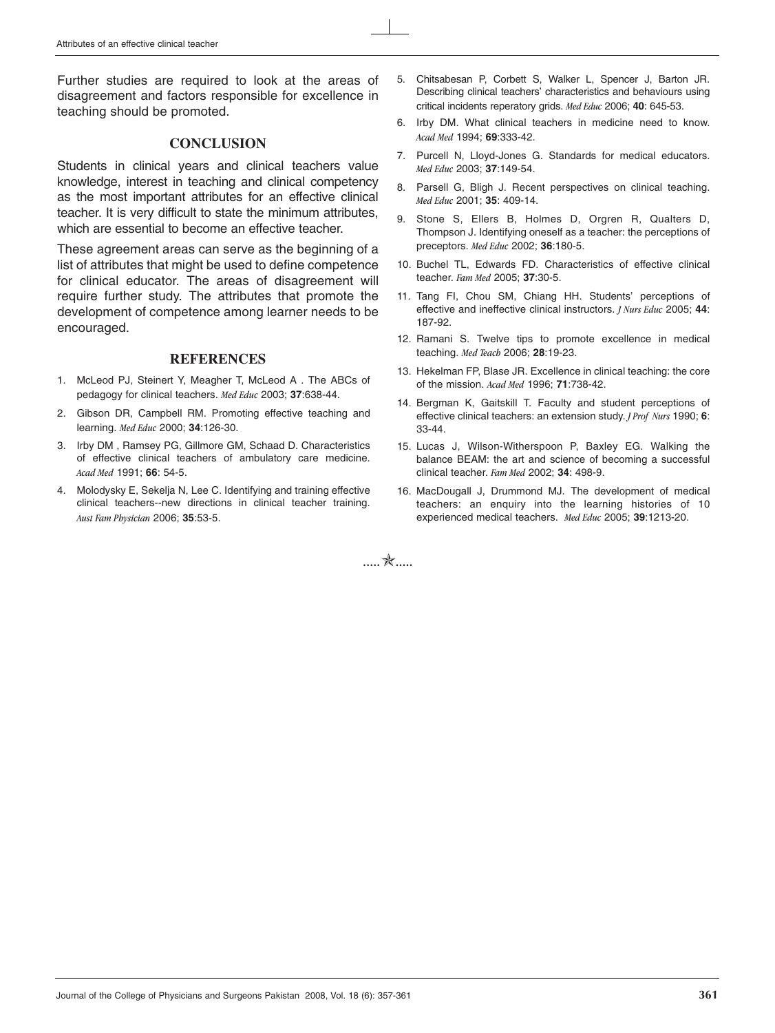Further studies are required to look at the areas of disagreement and factors responsible for excellence in teaching should be promoted.

## CONCLUSION

Students in clinical years and clinical teachers value knowledge, interest in teaching and clinical competency as the most important attributes for an effective clinical teacher. It is very difficult to state the minimum attributes, which are essential to become an effective teacher.

These agreement areas can serve as the beginning of a list of attributes that might be used to define competence for clinical educator. The areas of disagreement will require further study. The attributes that promote the development of competence among learner needs to be encouraged.

## REFERENCES

1. McLeod PJ, Steinert Y, Meagher T, McLeod A . The ABCs of pedagogy for clinical teachers. *Med Educ* 2003; **37**:638-44.
2. Gibson DR, Campbell RM. Promoting effective teaching and learning. *Med Educ* 2000; **34**:126-30.
3. Irby DM , Ramsey PG, Gillmore GM, Schaad D. Characteristics of effective clinical teachers of ambulatory care medicine. *Acad Med* 1991; **66**: 54-5.
4. Molodysky E, Sekelja N, Lee C. Identifying and training effective clinical teachers--new directions in clinical teacher training. *Aust Fam Physician* 2006; **35**:53-5.
5. Chitsabesan P, Corbett S, Walker L, Spencer J, Barton JR. Describing clinical teachers' characteristics and behaviours using critical incidents reperatory grids. *Med Educ* 2006; **40**: 645-53.
6. Irby DM. What clinical teachers in medicine need to know. *Acad Med* 1994; **69**:333-42.
7. Purcell N, Lloyd-Jones G. Standards for medical educators. *Med Educ* 2003; **37**:149-54.
8. Parsell G, Bligh J. Recent perspectives on clinical teaching. *Med Educ* 2001; **35**: 409-14.
9. Stone S, Ellers B, Holmes D, Orgren R, Qualters D, Thompson J. Identifying oneself as a teacher: the perceptions of preceptors. *Med Educ* 2002; **36**:180-5.
10. Buchel TL, Edwards FD. Characteristics of effective clinical teacher. *Fam Med* 2005; **37**:30-5.
11. Tang FI, Chou SM, Chiang HH. Students' perceptions of effective and ineffective clinical instructors. *J Nurs Educ* 2005; **44**: 187-92.
12. Ramani S. Twelve tips to promote excellence in medical teaching. *Med Teach* 2006; **28**:19-23.
13. Hekelman FP, Blase JR. Excellence in clinical teaching: the core of the mission. *Acad Med* 1996; **71**:738-42.
14. Bergman K, Gaitskill T. Faculty and student perceptions of effective clinical teachers: an extension study. *J Prof Nurs* 1990; **6**: 33-44.
15. Lucas J, Wilson-Witherspoon P, Baxley EG. Walking the balance BEAM: the art and science of becoming a successful clinical teacher. *Fam Med* 2002; **34**: 498-9.
16. MacDougall J, Drummond MJ. The development of medical teachers: an enquiry into the learning histories of 10 experienced medical teachers. *Med Educ* 2005; **39**:1213-20.

.....✯.....